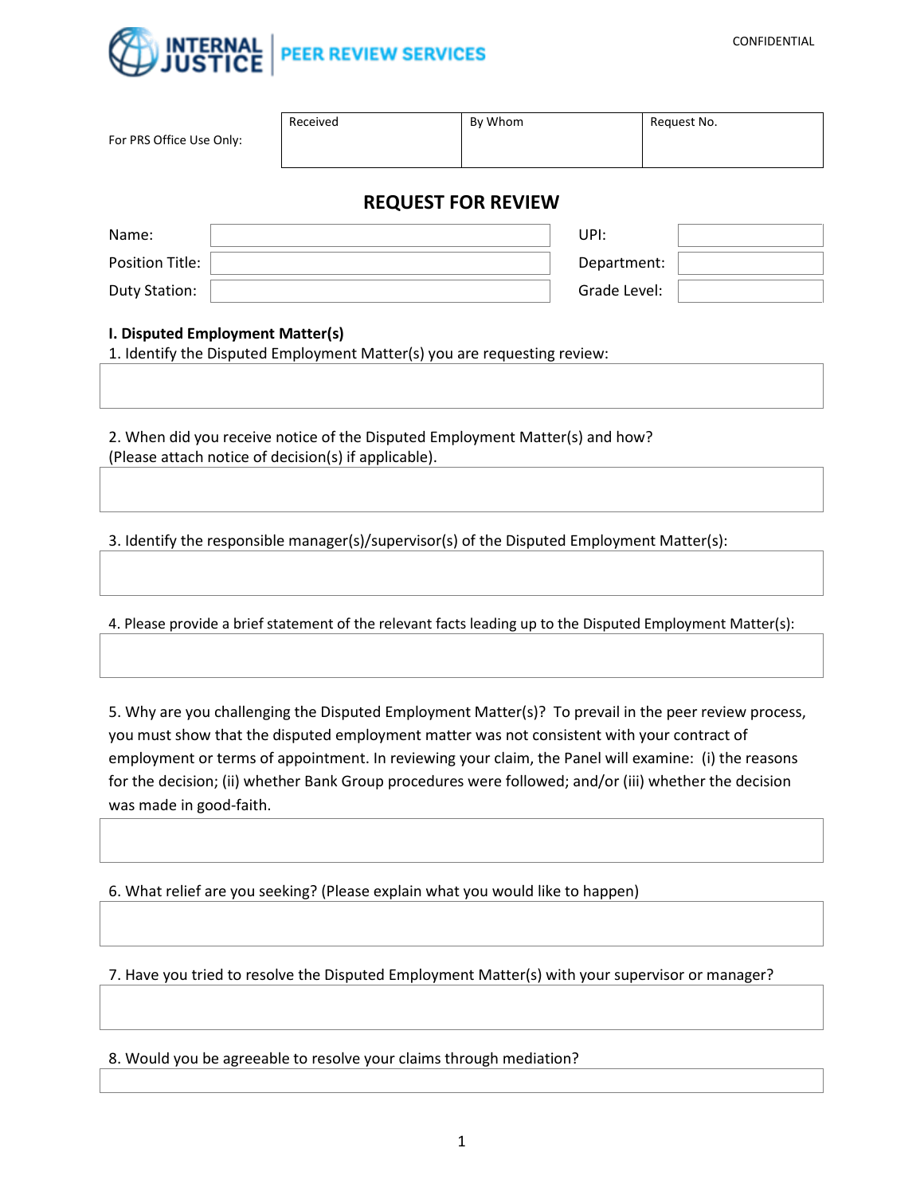INTERNAL JUSTICE | PEER REVIEW SERVICES

CONFIDENTIAL

| For PRS Office Use Only: | Received | By Whom | Request No. |
|---|---|---|---|
| | | | |

# REQUEST FOR REVIEW

| | | | |
|---|---|---|---|
| Name: | | UPI: | |
| Position Title: | | Department: | |
| Duty Station: | | Grade Level: | |

**I. Disputed Employment Matter(s)**

1. Identify the Disputed Employment Matter(s) you are requesting review:

2. When did you receive notice of the Disputed Employment Matter(s) and how? (Please attach notice of decision(s) if applicable).

3. Identify the responsible manager(s)/supervisor(s) of the Disputed Employment Matter(s):

4. Please provide a brief statement of the relevant facts leading up to the Disputed Employment Matter(s):

5. Why are you challenging the Disputed Employment Matter(s)? To prevail in the peer review process, you must show that the disputed employment matter was not consistent with your contract of employment or terms of appointment. In reviewing your claim, the Panel will examine: (i) the reasons for the decision; (ii) whether Bank Group procedures were followed; and/or (iii) whether the decision was made in good-faith.

6. What relief are you seeking? (Please explain what you would like to happen)

7. Have you tried to resolve the Disputed Employment Matter(s) with your supervisor or manager?

8. Would you be agreeable to resolve your claims through mediation?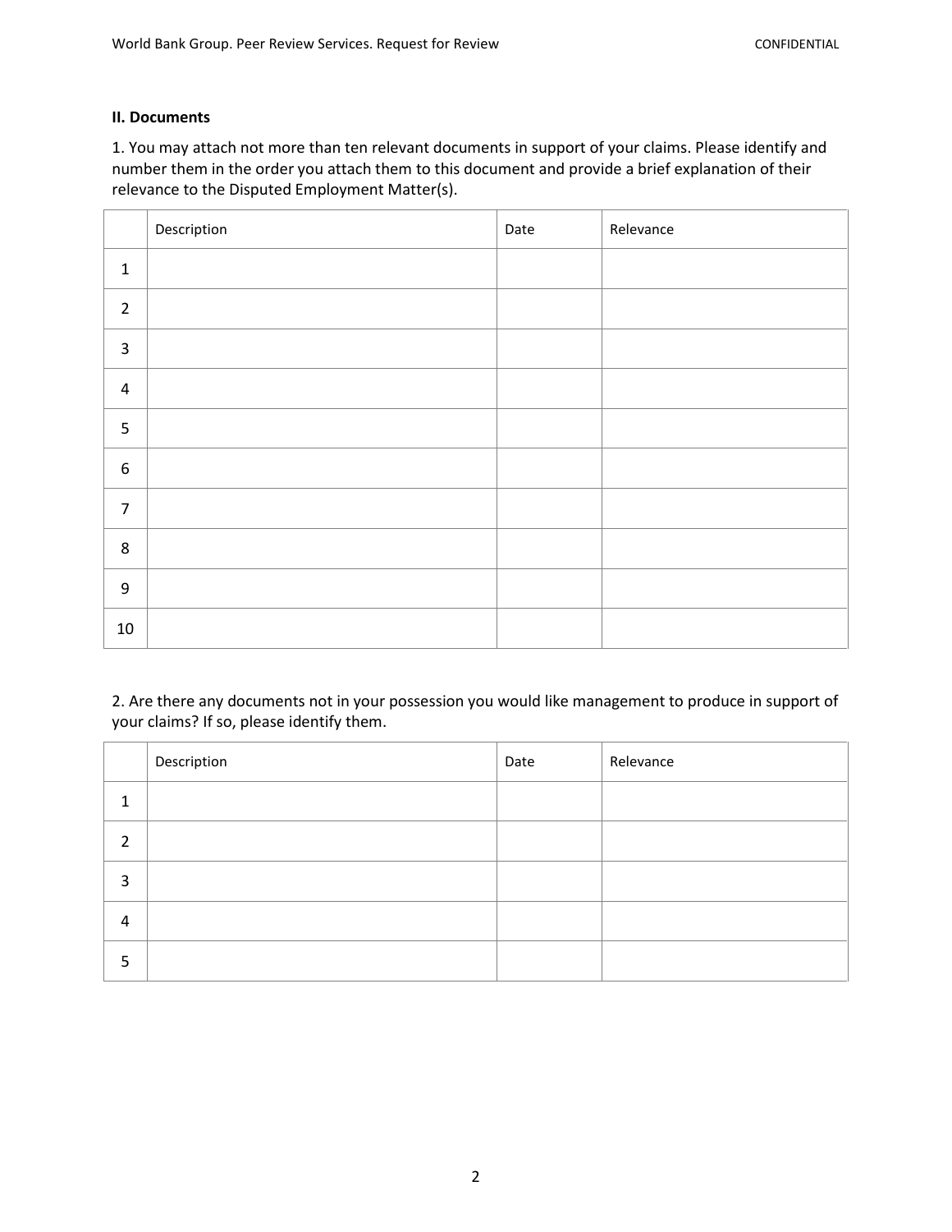**II. Documents**

1. You may attach not more than ten relevant documents in support of your claims. Please identify and number them in the order you attach them to this document and provide a brief explanation of their relevance to the Disputed Employment Matter(s).

| | Description | Date | Relevance |
|---|---|---|---|
| 1 | | | |
| 2 | | | |
| 3 | | | |
| 4 | | | |
| 5 | | | |
| 6 | | | |
| 7 | | | |
| 8 | | | |
| 9 | | | |
| 10 | | | |

2. Are there any documents not in your possession you would like management to produce in support of your claims? If so, please identify them.

| | Description | Date | Relevance |
|---|---|---|---|
| 1 | | | |
| 2 | | | |
| 3 | | | |
| 4 | | | |
| 5 | | | |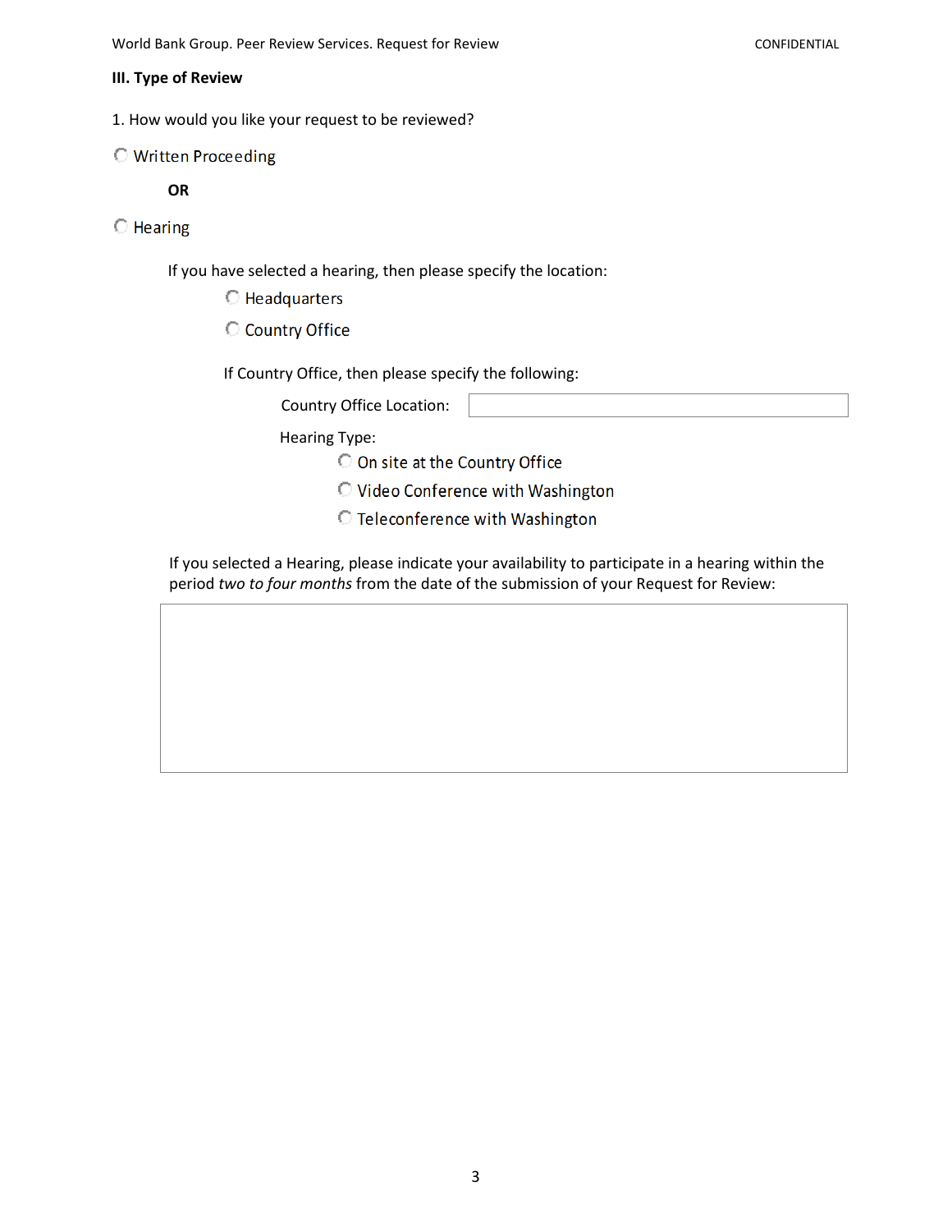### III. Type of Review

1. How would you like your request to be reviewed?

○ Written Proceeding

**OR**

○ Hearing

If you have selected a hearing, then please specify the location:

- ○ Headquarters
- ○ Country Office

If Country Office, then please specify the following:

Country Office Location: ____________________

Hearing Type:

- ○ On site at the Country Office
- ○ Video Conference with Washington
- ○ Teleconference with Washington

If you selected a Hearing, please indicate your availability to participate in a hearing within the period *two to four months* from the date of the submission of your Request for Review:

____________________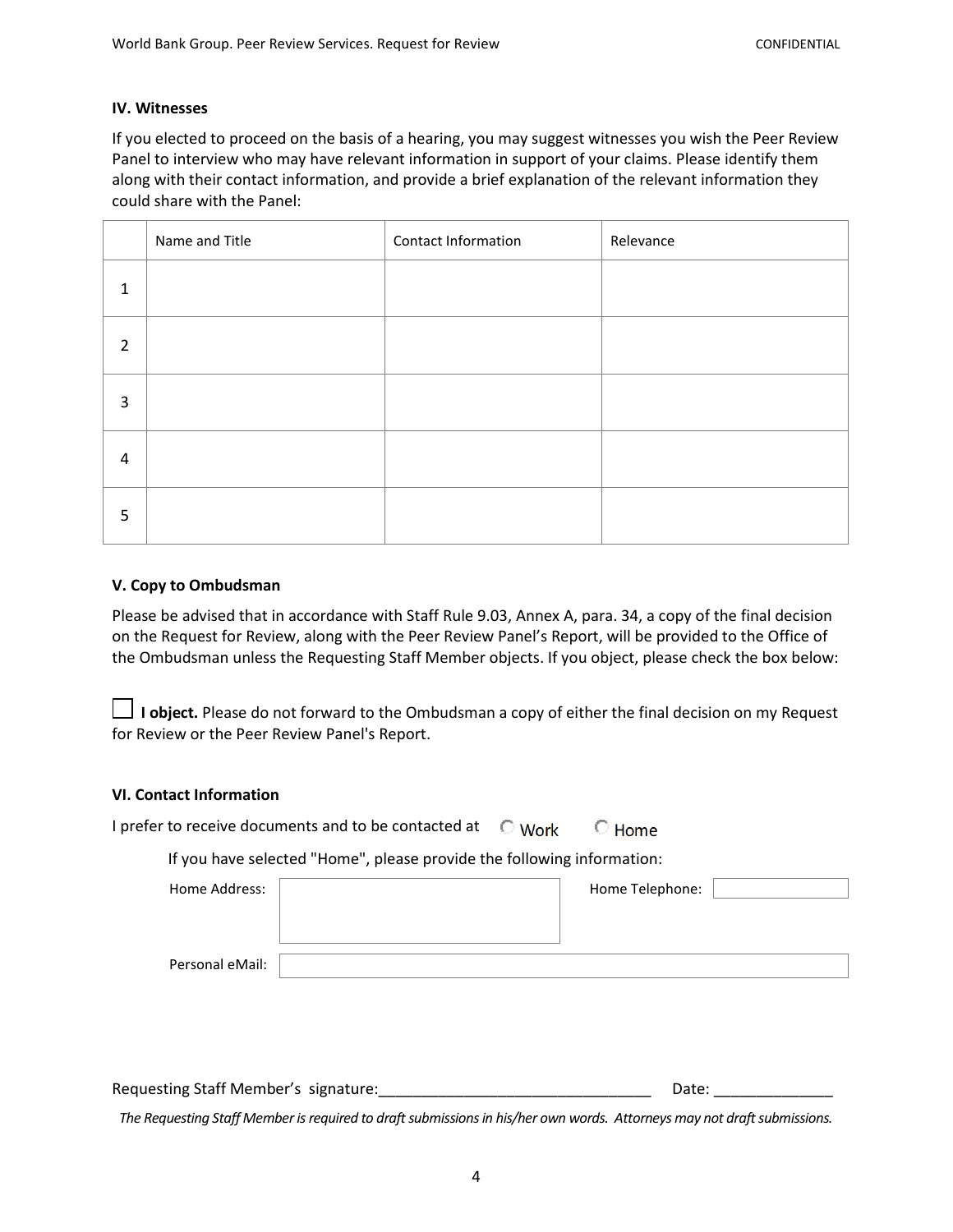### IV. Witnesses

If you elected to proceed on the basis of a hearing, you may suggest witnesses you wish the Peer Review Panel to interview who may have relevant information in support of your claims. Please identify them along with their contact information, and provide a brief explanation of the relevant information they could share with the Panel:

| | Name and Title | Contact Information | Relevance |
|---|---|---|---|
| 1 | | | |
| 2 | | | |
| 3 | | | |
| 4 | | | |
| 5 | | | |

### V. Copy to Ombudsman

Please be advised that in accordance with Staff Rule 9.03, Annex A, para. 34, a copy of the final decision on the Request for Review, along with the Peer Review Panel's Report, will be provided to the Office of the Ombudsman unless the Requesting Staff Member objects. If you object, please check the box below:

☐ **I object.** Please do not forward to the Ombudsman a copy of either the final decision on my Request for Review or the Peer Review Panel's Report.

### VI. Contact Information

I prefer to receive documents and to be contacted at ○ Work ○ Home

If you have selected "Home", please provide the following information:

Home Address: ____________________ Home Telephone: ____________

Personal eMail: ____________________

Requesting Staff Member's signature:________________________________ Date: ______________

*The Requesting Staff Member is required to draft submissions in his/her own words. Attorneys may not draft submissions.*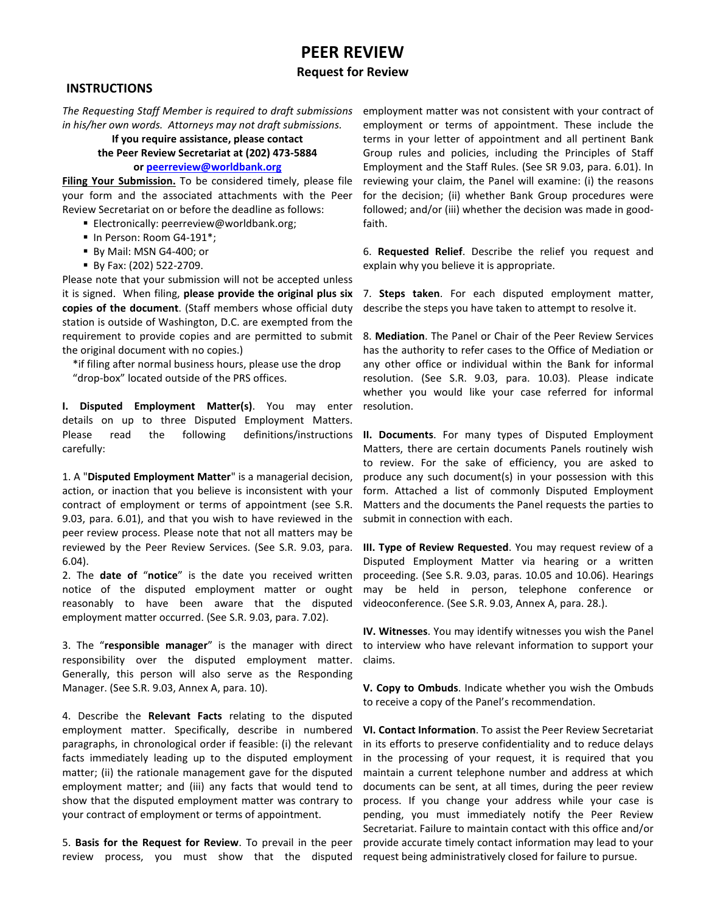# PEER REVIEW

## Request for Review

### INSTRUCTIONS

*The Requesting Staff Member is required to draft submissions in his/her own words. Attorneys may not draft submissions.*

**If you require assistance, please contact the Peer Review Secretariat at (202) 473-5884 or peerreview@worldbank.org**

**Filing Your Submission.** To be considered timely, please file your form and the associated attachments with the Peer Review Secretariat on or before the deadline as follows:

- Electronically: peerreview@worldbank.org;
- In Person: Room G4-191*;
- By Mail: MSN G4-400; or
- By Fax: (202) 522-2709.

Please note that your submission will not be accepted unless it is signed. When filing, **please provide the original plus six copies of the document**. (Staff members whose official duty station is outside of Washington, D.C. are exempted from the requirement to provide copies and are permitted to submit the original document with no copies.)

*if filing after normal business hours, please use the drop "drop-box" located outside of the PRS offices.

**I. Disputed Employment Matter(s)**. You may enter details on up to three Disputed Employment Matters. Please read the following definitions/instructions carefully:

1. A "**Disputed Employment Matter**" is a managerial decision, action, or inaction that you believe is inconsistent with your contract of employment or terms of appointment (see S.R. 9.03, para. 6.01), and that you wish to have reviewed in the peer review process. Please note that not all matters may be reviewed by the Peer Review Services. (See S.R. 9.03, para. 6.04).

2. The **date of** "**notice**" is the date you received written notice of the disputed employment matter or ought reasonably to have been aware that the disputed employment matter occurred. (See S.R. 9.03, para. 7.02).

3. The "**responsible manager**" is the manager with direct responsibility over the disputed employment matter. Generally, this person will also serve as the Responding Manager. (See S.R. 9.03, Annex A, para. 10).

4. Describe the **Relevant Facts** relating to the disputed employment matter. Specifically, describe in numbered paragraphs, in chronological order if feasible: (i) the relevant facts immediately leading up to the disputed employment matter; (ii) the rationale management gave for the disputed employment matter; and (iii) any facts that would tend to show that the disputed employment matter was contrary to your contract of employment or terms of appointment.

5. **Basis for the Request for Review**. To prevail in the peer review process, you must show that the disputed employment matter was not consistent with your contract of employment or terms of appointment. These include the terms in your letter of appointment and all pertinent Bank Group rules and policies, including the Principles of Staff Employment and the Staff Rules. (See SR 9.03, para. 6.01). In reviewing your claim, the Panel will examine: (i) the reasons for the decision; (ii) whether Bank Group procedures were followed; and/or (iii) whether the decision was made in good-faith.

6. **Requested Relief**. Describe the relief you request and explain why you believe it is appropriate.

7. **Steps taken**. For each disputed employment matter, describe the steps you have taken to attempt to resolve it.

8. **Mediation**. The Panel or Chair of the Peer Review Services has the authority to refer cases to the Office of Mediation or any other office or individual within the Bank for informal resolution. (See S.R. 9.03, para. 10.03). Please indicate whether you would like your case referred for informal resolution.

**II. Documents**. For many types of Disputed Employment Matters, there are certain documents Panels routinely wish to review. For the sake of efficiency, you are asked to produce any such document(s) in your possession with this form. Attached a list of commonly Disputed Employment Matters and the documents the Panel requests the parties to submit in connection with each.

**III. Type of Review Requested**. You may request review of a Disputed Employment Matter via hearing or a written proceeding. (See S.R. 9.03, paras. 10.05 and 10.06). Hearings may be held in person, telephone conference or videoconference. (See S.R. 9.03, Annex A, para. 28.).

**IV. Witnesses**. You may identify witnesses you wish the Panel to interview who have relevant information to support your claims.

**V. Copy to Ombuds**. Indicate whether you wish the Ombuds to receive a copy of the Panel's recommendation.

**VI. Contact Information**. To assist the Peer Review Secretariat in its efforts to preserve confidentiality and to reduce delays in the processing of your request, it is required that you maintain a current telephone number and address at which documents can be sent, at all times, during the peer review process. If you change your address while your case is pending, you must immediately notify the Peer Review Secretariat. Failure to maintain contact with this office and/or provide accurate timely contact information may lead to your request being administratively closed for failure to pursue.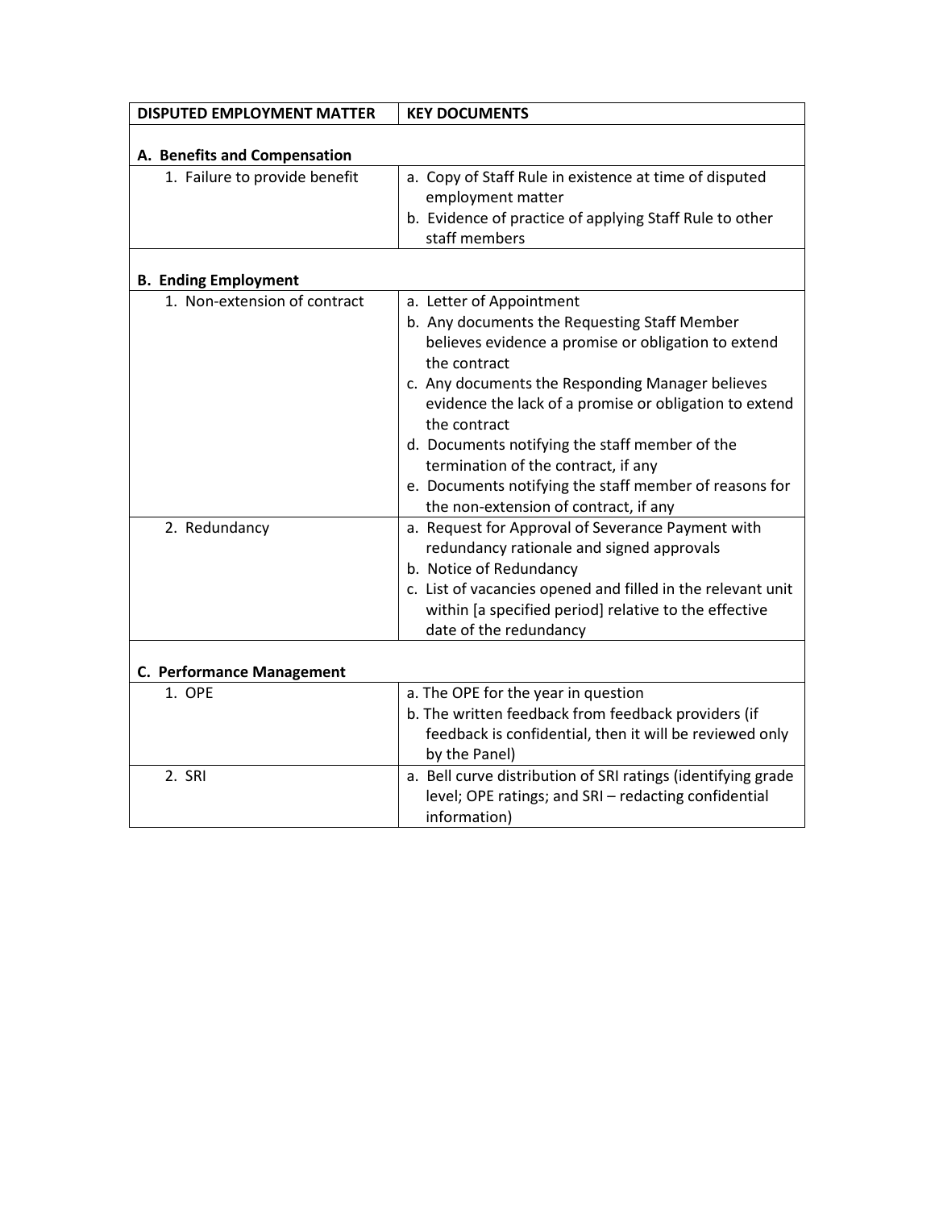| DISPUTED EMPLOYMENT MATTER | KEY DOCUMENTS |
|---|---|
| **A. Benefits and Compensation** | |
| 1. Failure to provide benefit | a. Copy of Staff Rule in existence at time of disputed employment matter<br>b. Evidence of practice of applying Staff Rule to other staff members |
| **B. Ending Employment** | |
| 1. Non-extension of contract | a. Letter of Appointment<br>b. Any documents the Requesting Staff Member believes evidence a promise or obligation to extend the contract<br>c. Any documents the Responding Manager believes evidence the lack of a promise or obligation to extend the contract<br>d. Documents notifying the staff member of the termination of the contract, if any<br>e. Documents notifying the staff member of reasons for the non-extension of contract, if any |
| 2. Redundancy | a. Request for Approval of Severance Payment with redundancy rationale and signed approvals<br>b. Notice of Redundancy<br>c. List of vacancies opened and filled in the relevant unit within [a specified period] relative to the effective date of the redundancy |
| **C. Performance Management** | |
| 1. OPE | a. The OPE for the year in question<br>b. The written feedback from feedback providers (if feedback is confidential, then it will be reviewed only by the Panel) |
| 2. SRI | a. Bell curve distribution of SRI ratings (identifying grade level; OPE ratings; and SRI – redacting confidential information) |